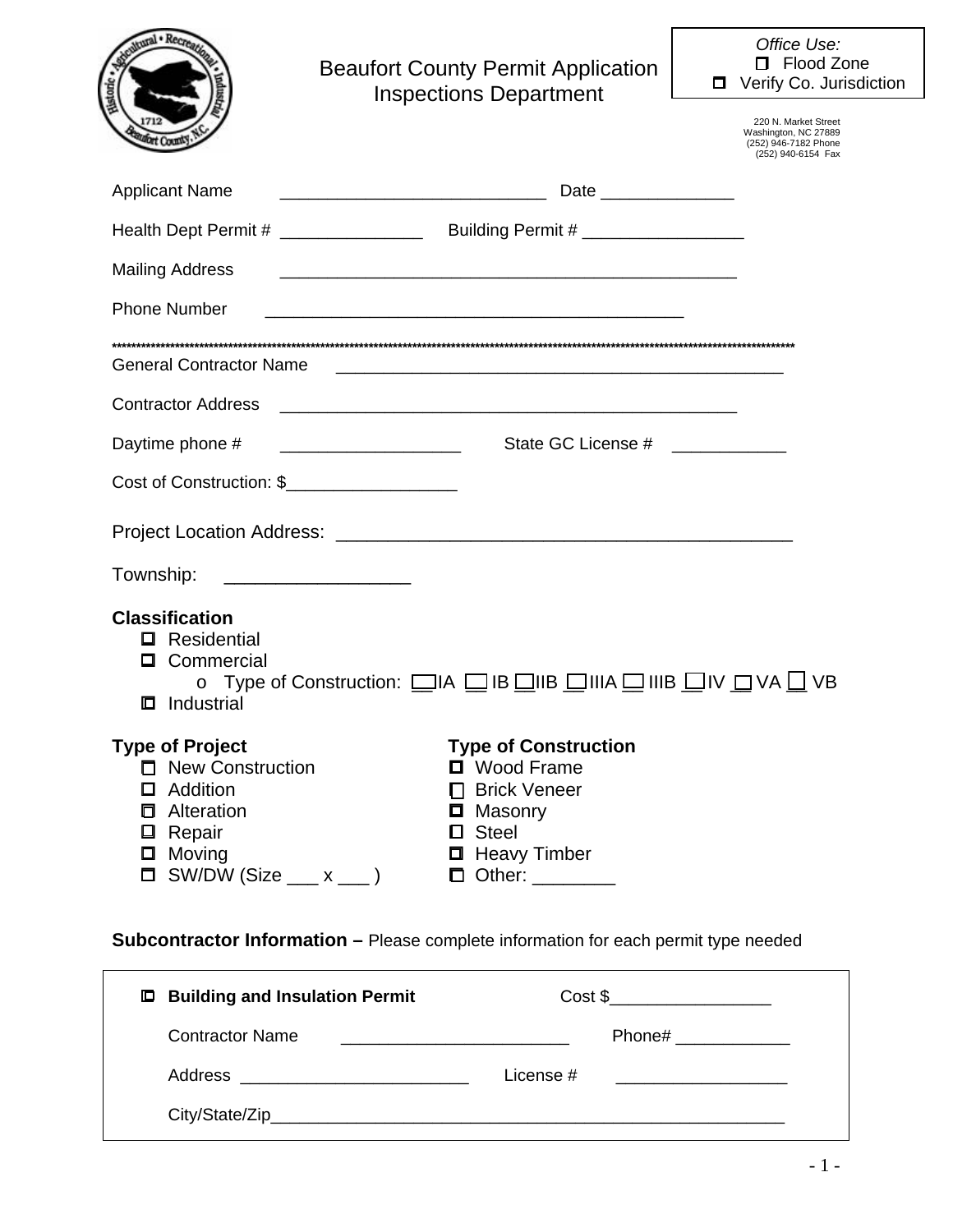# Beaufort County Permit Application
## Inspections Department

*Office Use:*
☐ Flood Zone
☐ Verify Co. Jurisdiction

220 N. Market Street
Washington, NC 27889
(252) 946-7182 Phone
(252) 940-6154 Fax

Applicant Name ___________________________ Date ______________

Health Dept Permit # _______________ Building Permit # _________________

Mailing Address _______________________________________________

Phone Number ___________________________________________

*************************************************************************************************************************************

General Contractor Name ______________________________________________

Contractor Address ______________________________________________

Daytime phone # __________________ State GC License # ____________

Cost of Construction: $_________________

Project Location Address: ______________________________________________

Township: __________________

**Classification**

- ☐ Residential
- ☐ Commercial
  - o Type of Construction: ☐IA ☐ IB ☐IIB ☐IIIA ☐ IIIB ☐IV ☐ VA ☐ VB
- ☐ Industrial

**Type of Project**

- ☐ New Construction
- ☐ Addition
- ☐ Alteration
- ☐ Repair
- ☐ Moving
- ☐ SW/DW (Size ___ x ___ )

**Type of Construction**

- ☐ Wood Frame
- ☐ Brick Veneer
- ☐ Masonry
- ☐ Steel
- ☐ Heavy Timber
- ☐ Other: ________

**Subcontractor Information –** Please complete information for each permit type needed

☐ **Building and Insulation Permit** Cost $_________________

Contractor Name _______________________ Phone# ____________

Address ________________________ License # __________________

City/State/Zip_______________________________________________________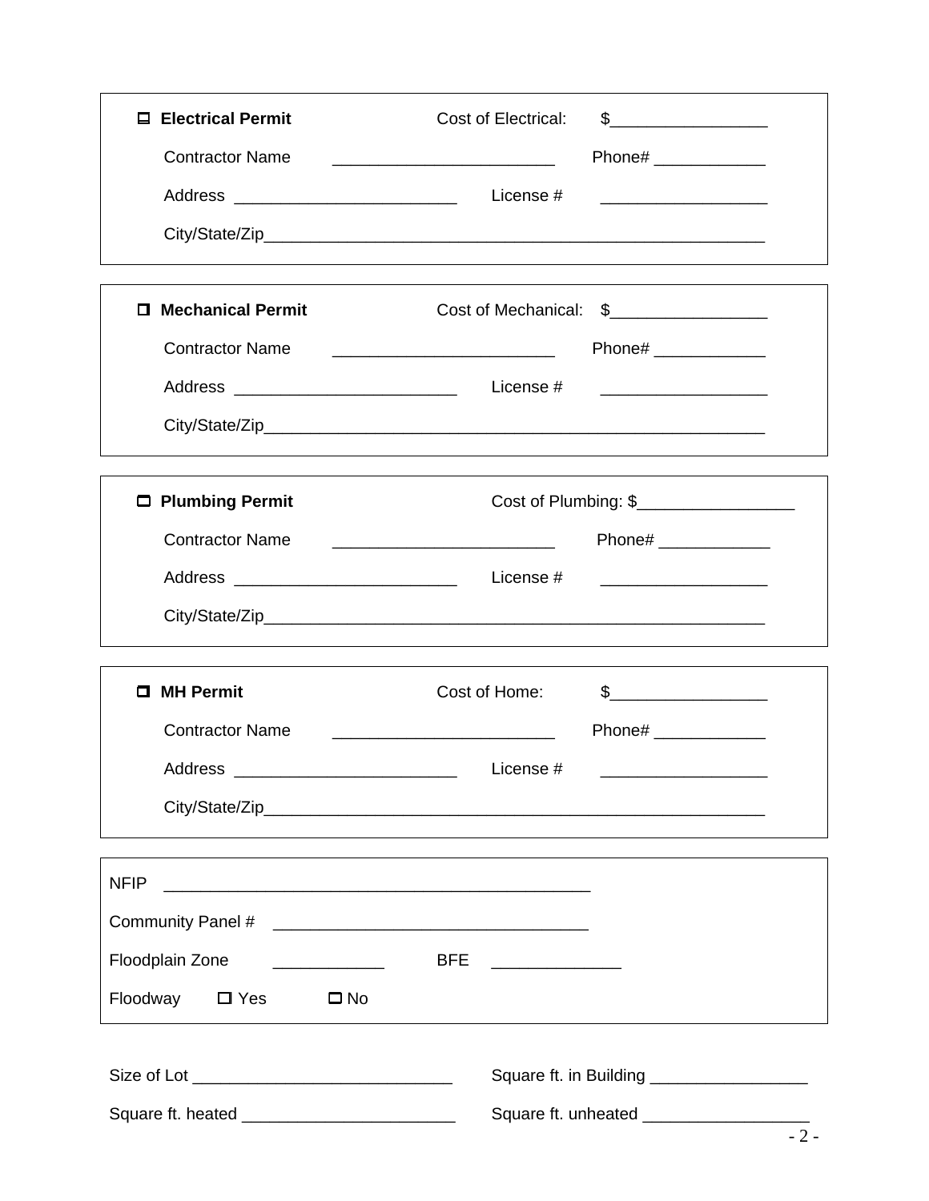☐ **Electrical Permit** Cost of Electrical: $_________________

Contractor Name ________________________ Phone# ____________

Address ________________________ License # __________________

City/State/Zip______________________________________________________

☐ **Mechanical Permit** Cost of Mechanical: $_________________

Contractor Name ________________________ Phone# ____________

Address ________________________ License # __________________

City/State/Zip______________________________________________________

☐ **Plumbing Permit** Cost of Plumbing: $_________________

Contractor Name ________________________ Phone# ____________

Address ________________________ License # __________________

City/State/Zip______________________________________________________

☐ **MH Permit** Cost of Home: $_________________

Contractor Name ________________________ Phone# ____________

Address ________________________ License # __________________

City/State/Zip______________________________________________________

NFIP ______________________________________________

Community Panel # ___________________________________

Floodplain Zone ____________ BFE ______________

Floodway ☐ Yes ☐ No

Size of Lot ____________________________ Square ft. in Building _________________

Square ft. heated _______________________ Square ft. unheated __________________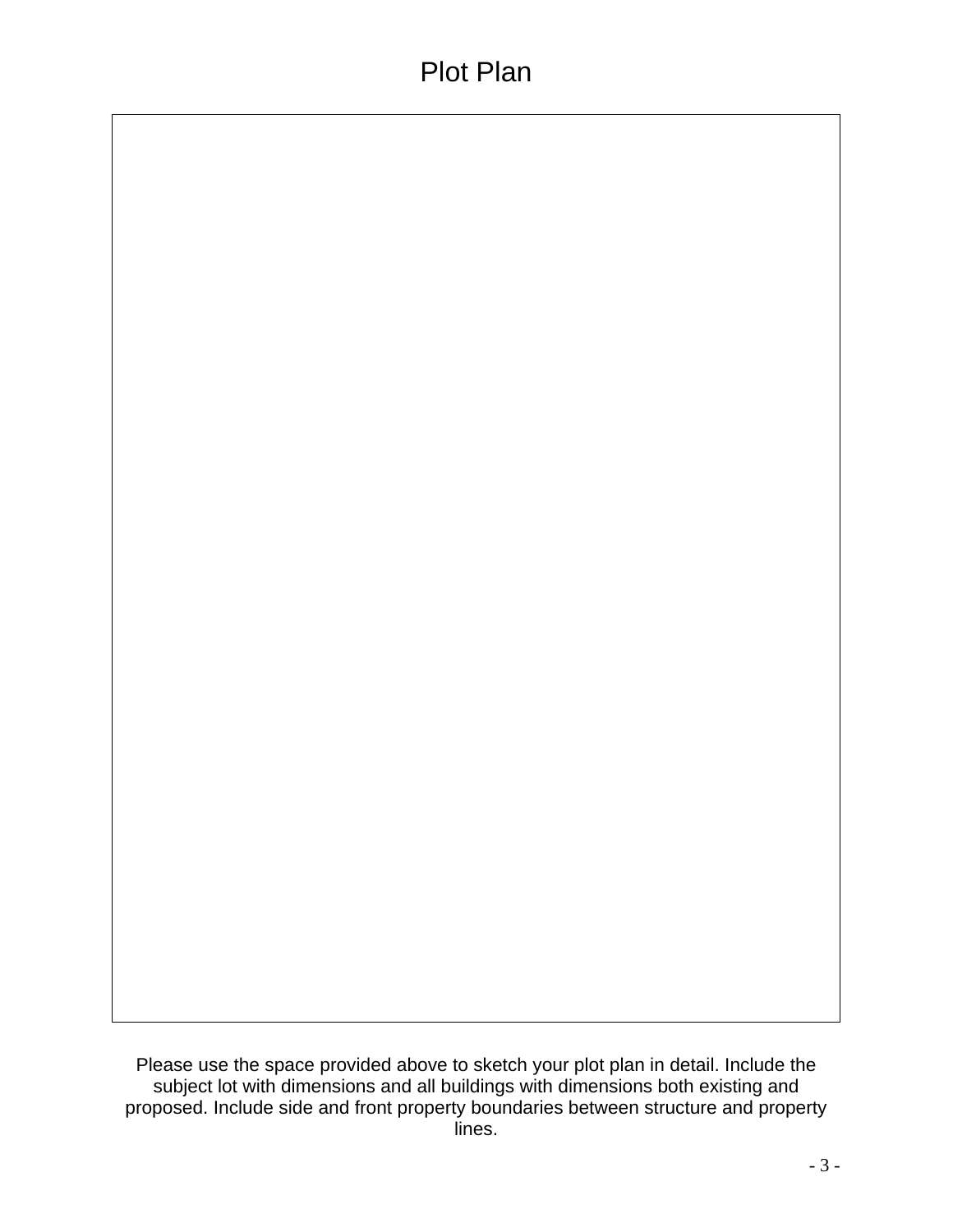# Plot Plan

Please use the space provided above to sketch your plot plan in detail. Include the subject lot with dimensions and all buildings with dimensions both existing and proposed. Include side and front property boundaries between structure and property lines.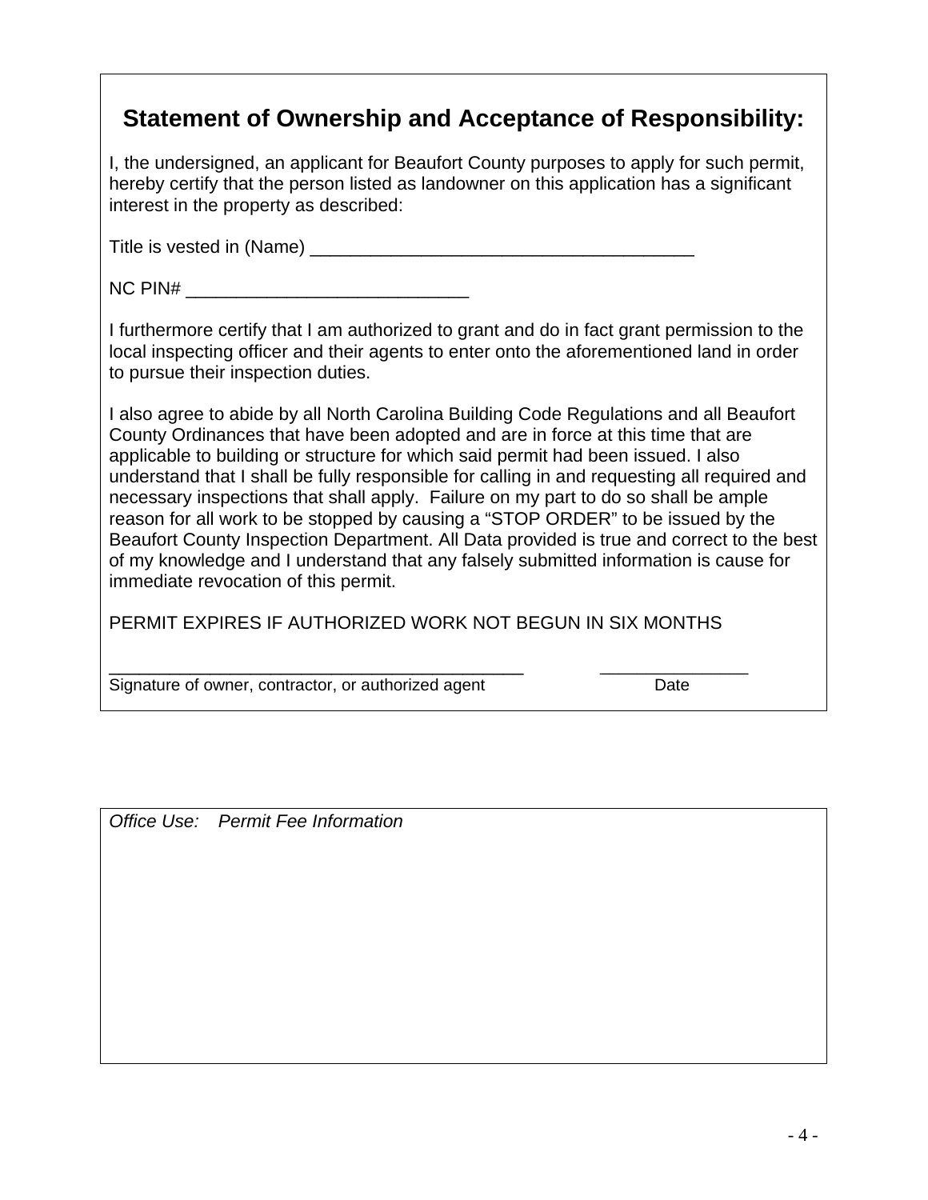## Statement of Ownership and Acceptance of Responsibility:

I, the undersigned, an applicant for Beaufort County purposes to apply for such permit, hereby certify that the person listed as landowner on this application has a significant interest in the property as described:

Title is vested in (Name) ______________________________________

NC PIN# ____________________________

I furthermore certify that I am authorized to grant and do in fact grant permission to the local inspecting officer and their agents to enter onto the aforementioned land in order to pursue their inspection duties.

I also agree to abide by all North Carolina Building Code Regulations and all Beaufort County Ordinances that have been adopted and are in force at this time that are applicable to building or structure for which said permit had been issued. I also understand that I shall be fully responsible for calling in and requesting all required and necessary inspections that shall apply. Failure on my part to do so shall be ample reason for all work to be stopped by causing a "STOP ORDER" to be issued by the Beaufort County Inspection Department. All Data provided is true and correct to the best of my knowledge and I understand that any falsely submitted information is cause for immediate revocation of this permit.

PERMIT EXPIRES IF AUTHORIZED WORK NOT BEGUN IN SIX MONTHS

_________________________________________ _______________

Signature of owner, contractor, or authorized agent Date

*Office Use: Permit Fee Information*